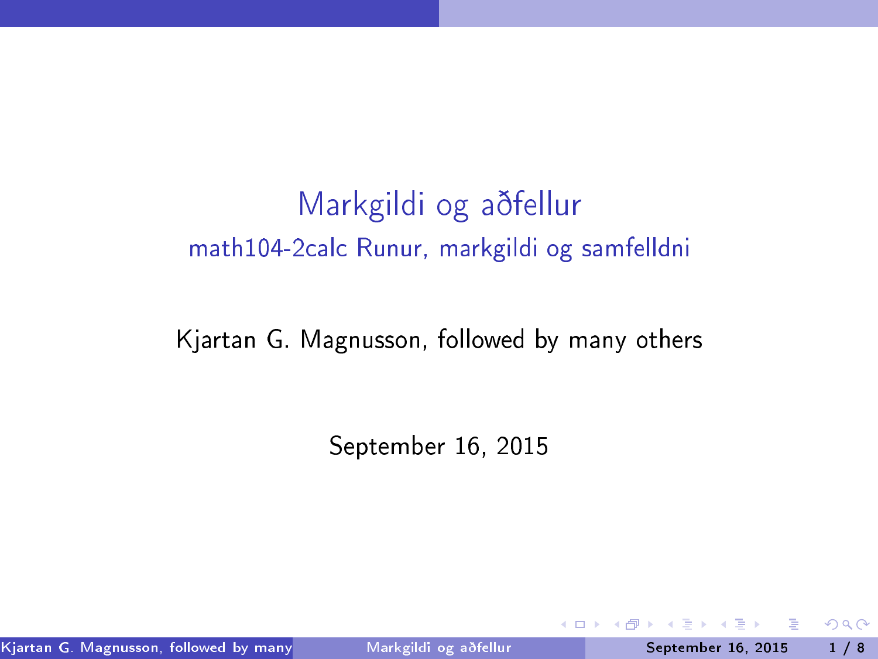# Markgildi og aðfellur

## math104-2calc Runur, markgildi og samfelldni

Kjartan G. Magnusson, followed by many others

September 16, 2015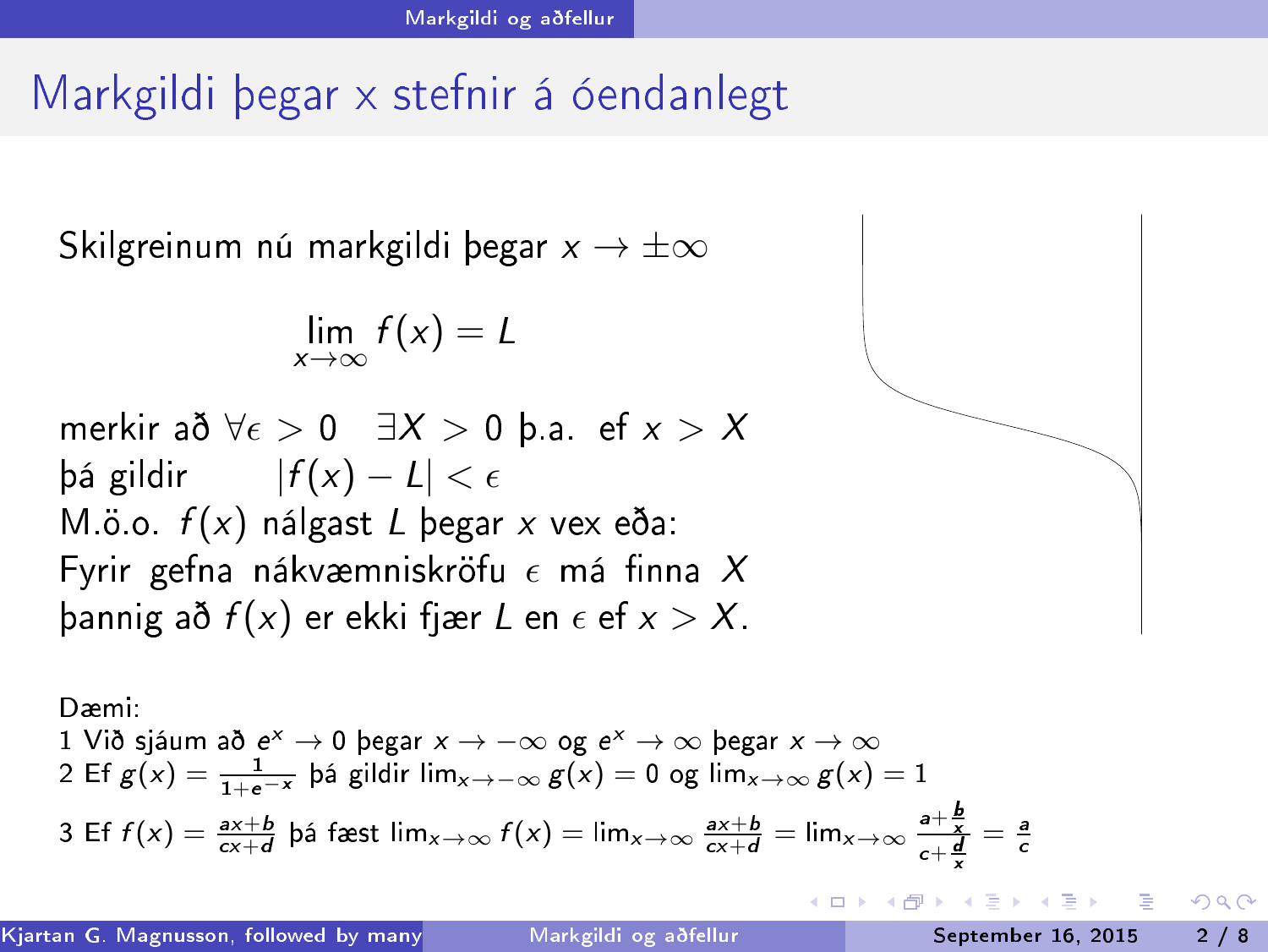# Markgildi þegar x stefnir á óendanlegt

Skilgreinum nú markgildi þegar $x \to \pm\infty$

$$\lim_{x\to\infty} f(x) = L$$

merkir að $\forall \epsilon > 0 \quad \exists X > 0$ þ.a. ef $x > X$
þá gildir $\quad |f(x) - L| < \epsilon$
M.ö.o. $f(x)$ nálgast $L$ þegar $x$ vex eða:
Fyrir gefna nákvæmniskröfu $\epsilon$ má finna $X$
þannig að $f(x)$ er ekki fjær $L$ en $\epsilon$ ef $x > X$.

Dæmi:
1 Við sjáum að $e^x \to 0$ þegar $x \to -\infty$ og $e^x \to \infty$ þegar $x \to \infty$
2 Ef $g(x) = \frac{1}{1+e^{-x}}$ þá gildir $\lim_{x\to-\infty} g(x) = 0$ og $\lim_{x\to\infty} g(x) = 1$
3 Ef $f(x) = \frac{ax+b}{cx+d}$ þá fæst $\lim_{x\to\infty} f(x) = \lim_{x\to\infty} \frac{ax+b}{cx+d} = \lim_{x\to\infty} \frac{a+\frac{b}{x}}{c+\frac{d}{x}} = \frac{a}{c}$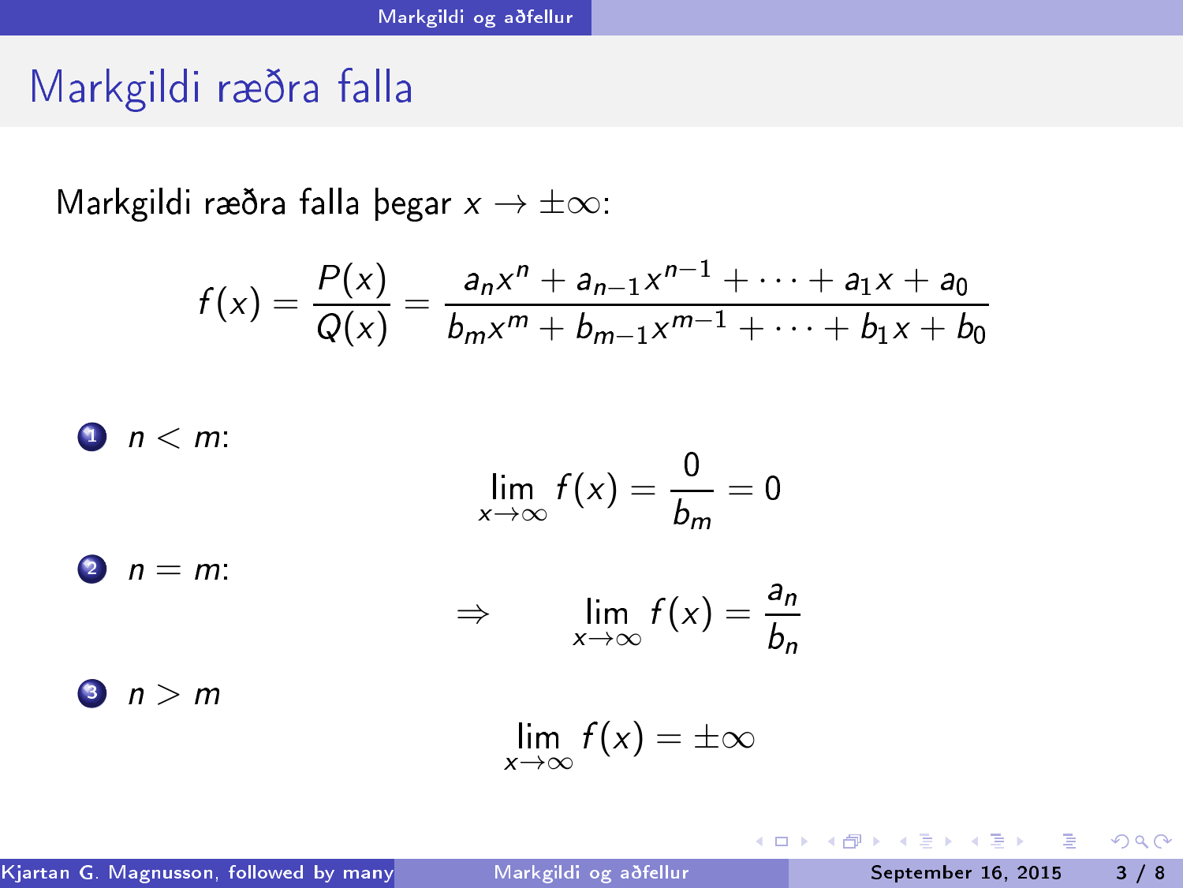# Markgildi ræðra falla

Markgildi ræðra falla þegar $x \to \pm\infty$:

$$f(x) = \frac{P(x)}{Q(x)} = \frac{a_n x^n + a_{n-1}x^{n-1} + \cdots + a_1 x + a_0}{b_m x^m + b_{m-1}x^{m-1} + \cdots + b_1 x + b_0}$$

1. $n < m$:

$$\lim_{x \to \infty} f(x) = \frac{0}{b_m} = 0$$

2. $n = m$:

$$\Rightarrow \qquad \lim_{x \to \infty} f(x) = \frac{a_n}{b_n}$$

3. $n > m$

$$\lim_{x \to \infty} f(x) = \pm\infty$$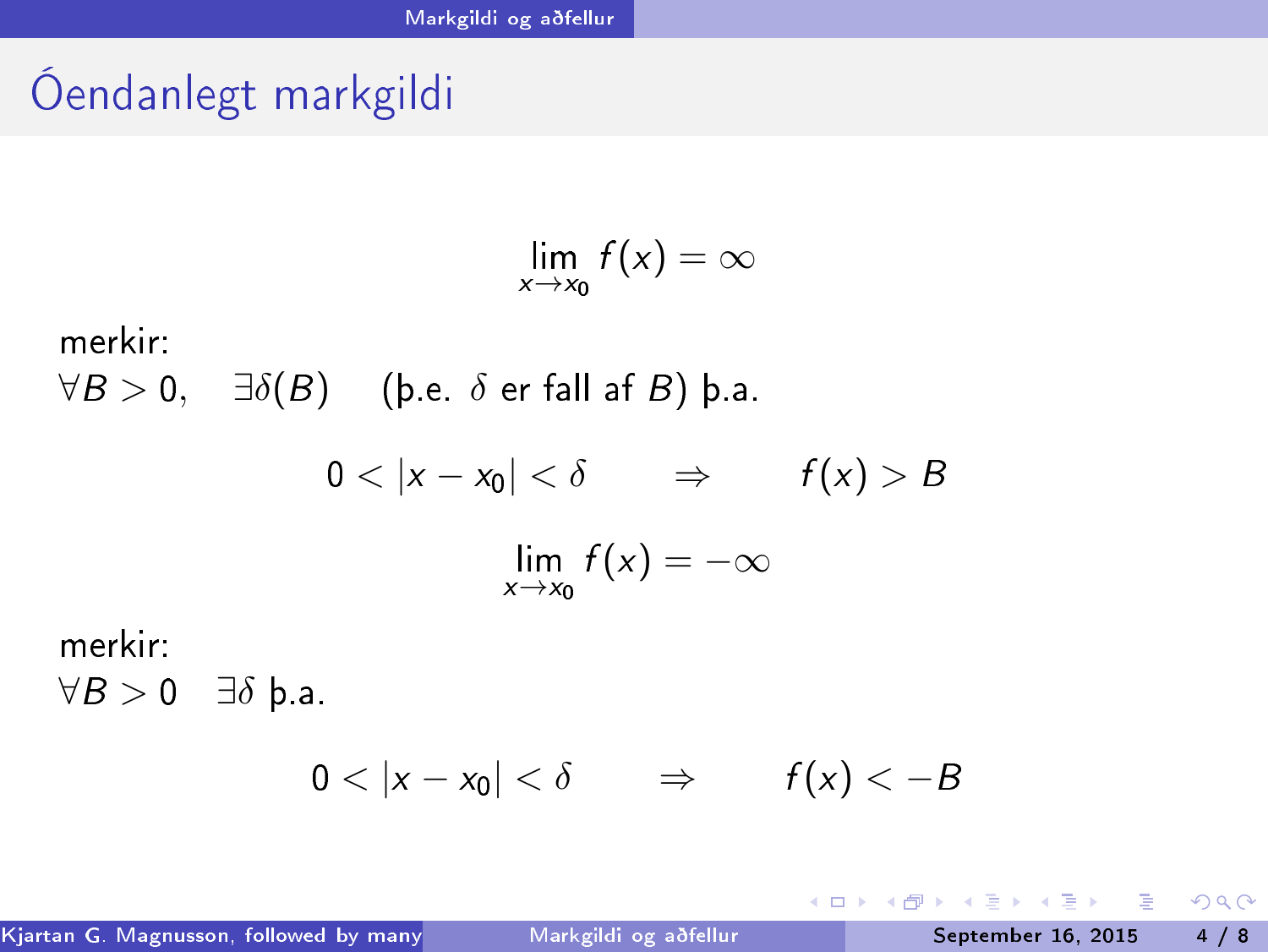# Óendanlegt markgildi

$$\lim_{x \to x_0} f(x) = \infty$$

merkir:

$\forall B > 0, \quad \exists \delta(B) \quad$ (þ.e. $\delta$ er fall af $B$) þ.a.

$$0 < |x - x_0| < \delta \qquad \Rightarrow \qquad f(x) > B$$

$$\lim_{x \to x_0} f(x) = -\infty$$

merkir:

$\forall B > 0 \quad \exists \delta$ þ.a.

$$0 < |x - x_0| < \delta \qquad \Rightarrow \qquad f(x) < -B$$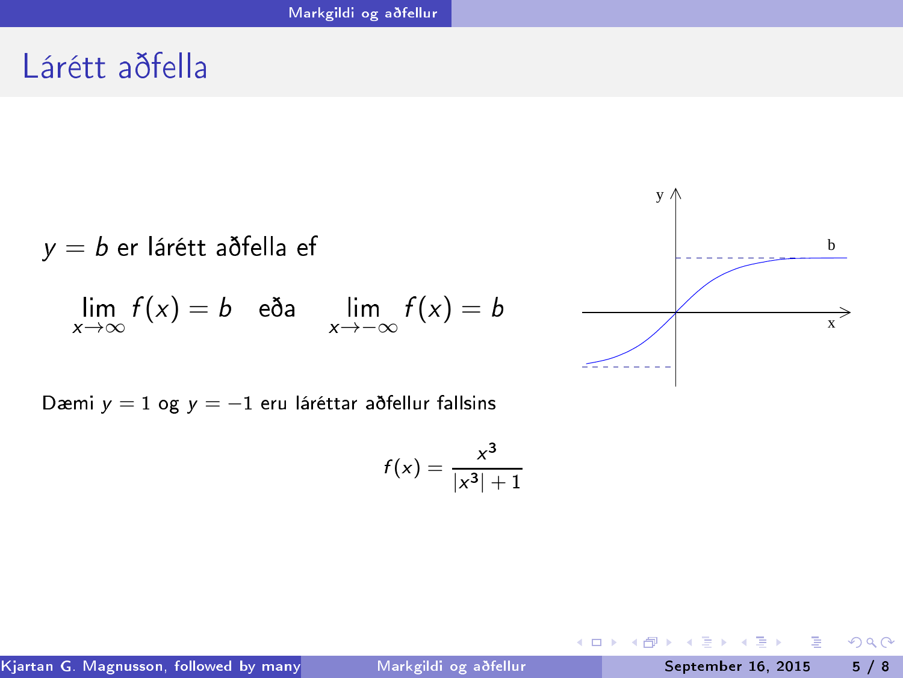# Lárétt aðfella

$y = b$ er lárétt aðfella ef

$$\lim_{x\to\infty} f(x) = b \quad \text{eða} \quad \lim_{x\to-\infty} f(x) = b$$

y

b

x

Dæmi $y = 1$ og $y = -1$ eru láréttar aðfellur fallsins

$$f(x) = \frac{x^3}{|x^3| + 1}$$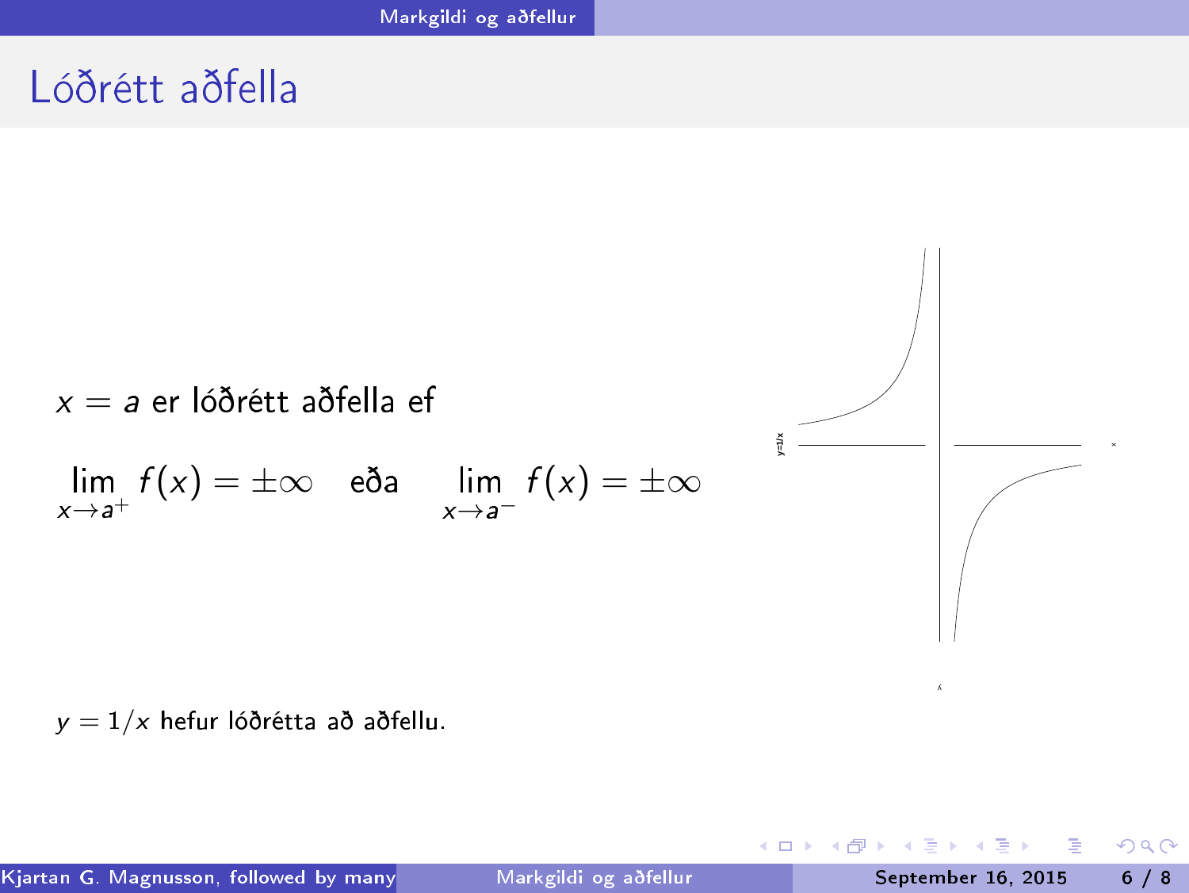# Lóðrétt aðfella

$x = a$ er lóðrétt aðfella ef

$$\lim_{x \to a^+} f(x) = \pm\infty \quad \text{eða} \quad \lim_{x \to a^-} f(x) = \pm\infty$$

y=1/x

x

$y = 1/x$ hefur lóðrétta að aðfellu.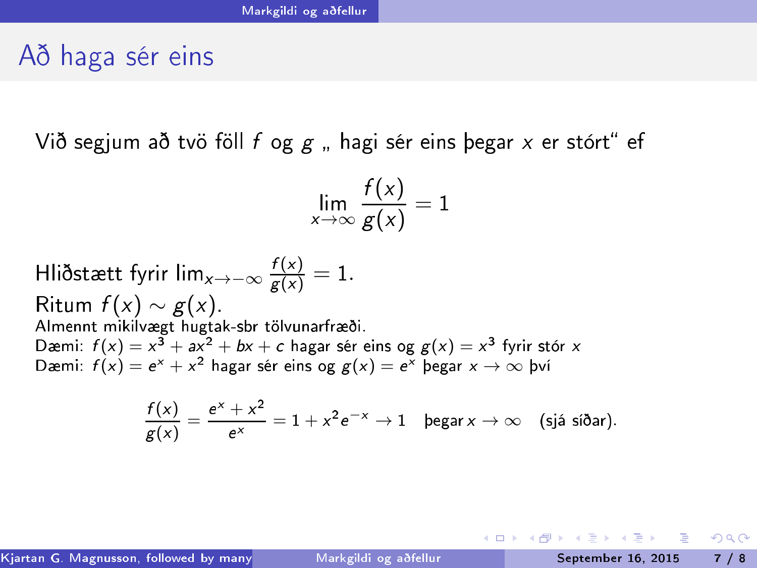# Að haga sér eins

Við segjum að tvö föll $f$ og $g$ „ hagi sér eins þegar $x$ er stórt“ ef

$$\lim_{x\to\infty} \frac{f(x)}{g(x)} = 1$$

Hliðstætt fyrir $\lim_{x\to-\infty} \frac{f(x)}{g(x)} = 1$.

Ritum $f(x) \sim g(x)$.

Almennt mikilvægt hugtak-sbr tölvunarfræði.

Dæmi: $f(x) = x^3 + ax^2 + bx + c$ hagar sér eins og $g(x) = x^3$ fyrir stór $x$

Dæmi: $f(x) = e^x + x^2$ hagar sér eins og $g(x) = e^x$ þegar $x \to \infty$ því

$$\frac{f(x)}{g(x)} = \frac{e^x + x^2}{e^x} = 1 + x^2 e^{-x} \to 1 \quad \text{þegar } x \to \infty \quad \text{(sjá síðar).}$$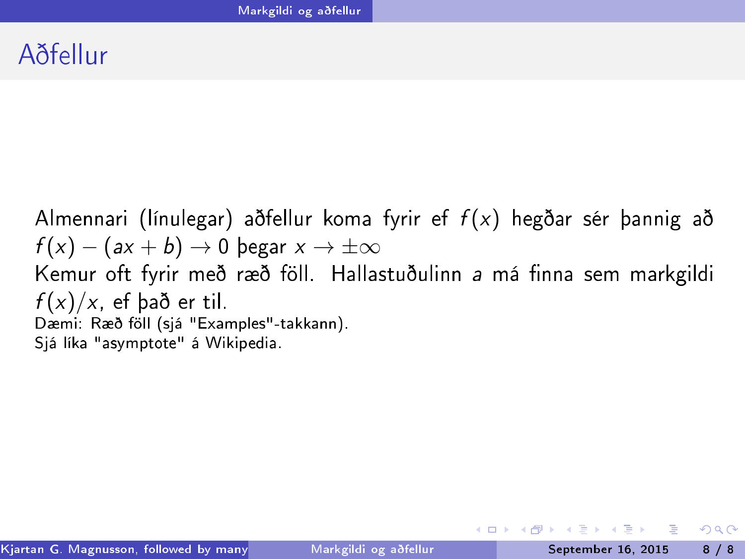# Aðfellur

Almennari (línulegar) aðfellur koma fyrir ef $f(x)$ hegðar sér þannig að $f(x) - (ax + b) \to 0$ þegar $x \to \pm\infty$

Kemur oft fyrir með ræð föll. Hallastuðulinn $a$ má finna sem markgildi $f(x)/x$, ef það er til.

Dæmi: Ræð föll (sjá "Examples"-takkann).

Sjá líka "asymptote" á Wikipedia.